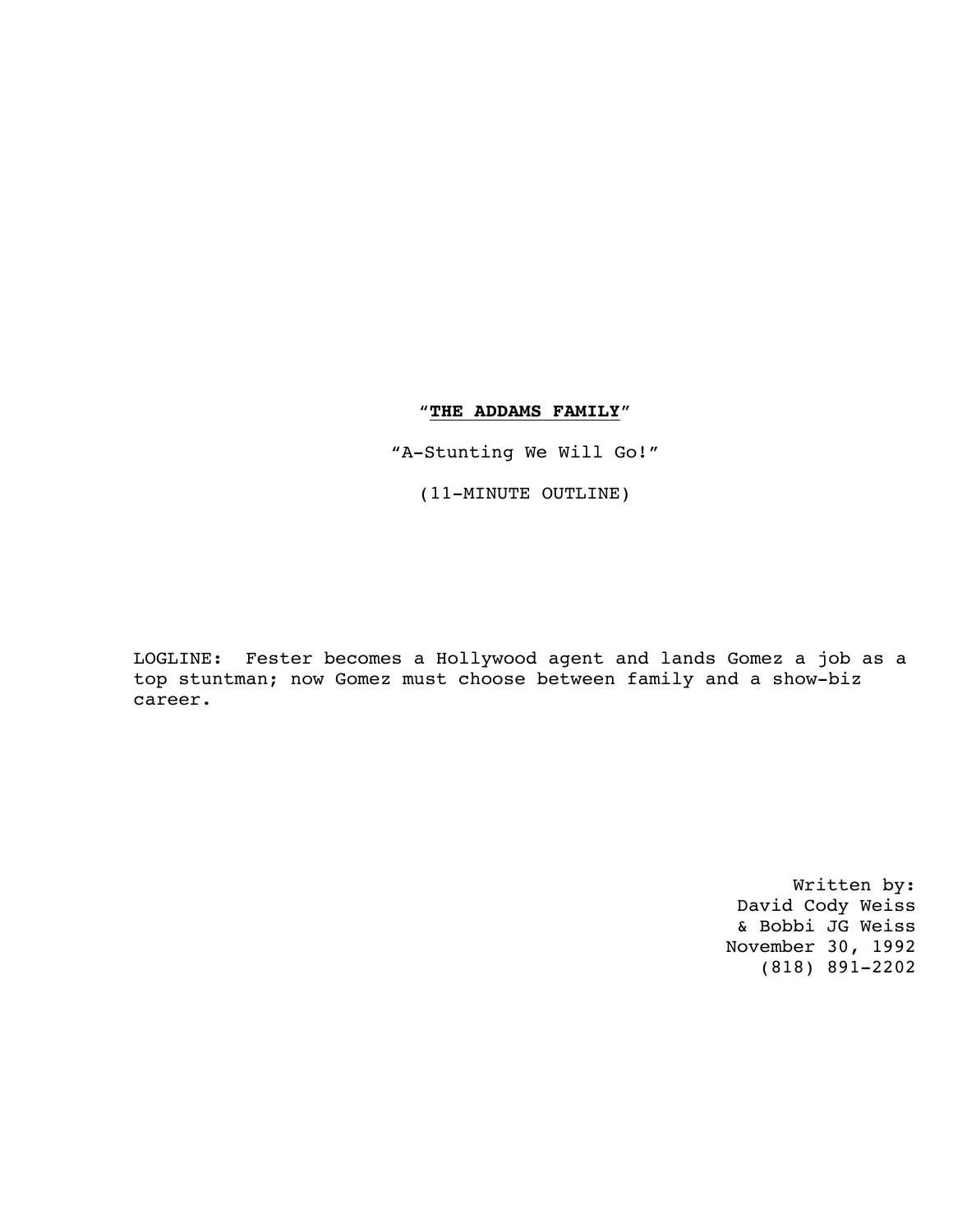# "**THE ADDAMS FAMILY**"

"A-Stunting We Will Go!"

(11-MINUTE OUTLINE)

LOGLINE: Fester becomes a Hollywood agent and lands Gomez a job as a top stuntman; now Gomez must choose between family and a show-biz career.

Written by:
David Cody Weiss
& Bobbi JG Weiss
November 30, 1992
(818) 891-2202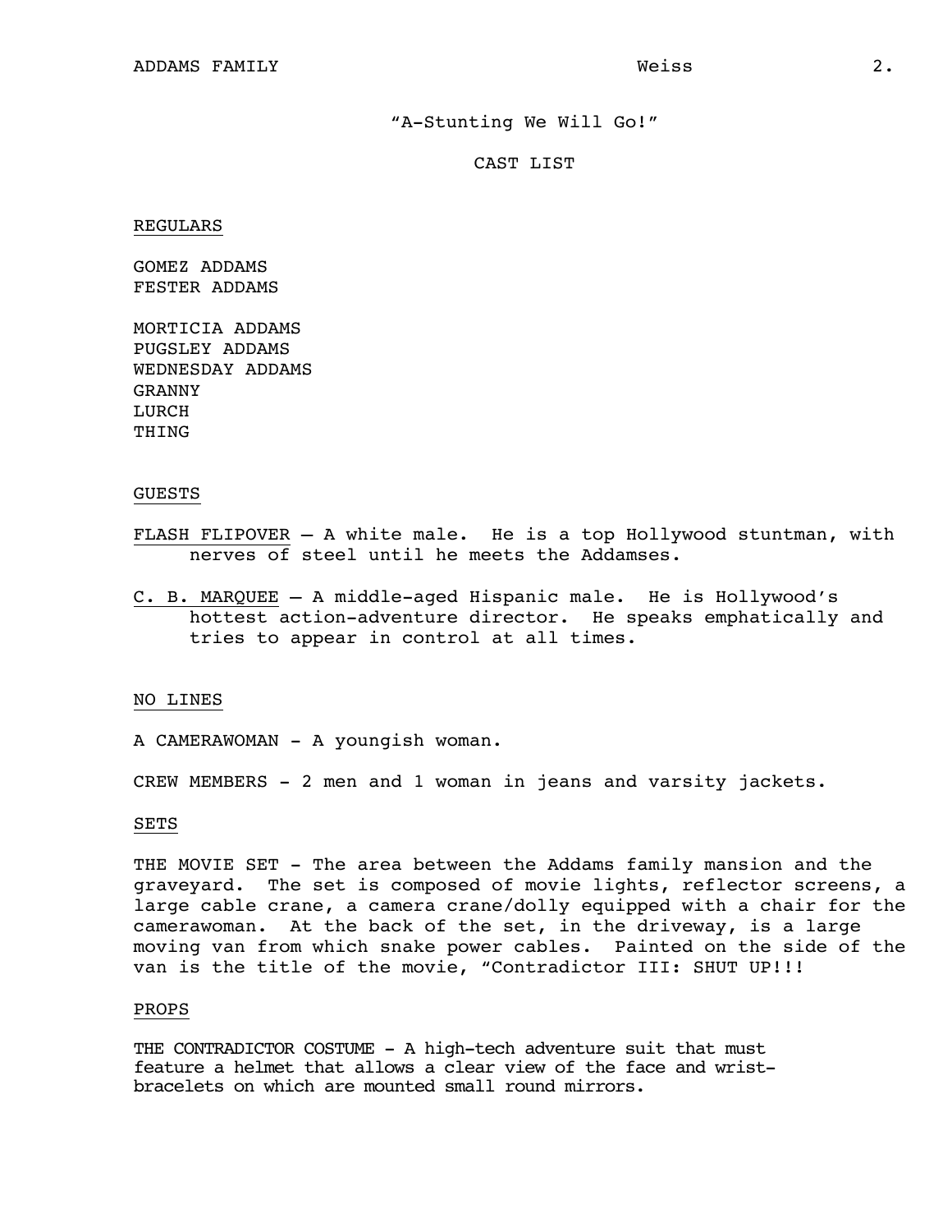"A-Stunting We Will Go!"

CAST LIST

## REGULARS

GOMEZ ADDAMS
FESTER ADDAMS

MORTICIA ADDAMS
PUGSLEY ADDAMS
WEDNESDAY ADDAMS
GRANNY
LURCH
THING

## GUESTS

FLASH FLIPOVER – A white male. He is a top Hollywood stuntman, with nerves of steel until he meets the Addamses.

C. B. MARQUEE – A middle-aged Hispanic male. He is Hollywood's hottest action-adventure director. He speaks emphatically and tries to appear in control at all times.

## NO LINES

A CAMERAWOMAN - A youngish woman.

CREW MEMBERS - 2 men and 1 woman in jeans and varsity jackets.

## SETS

THE MOVIE SET - The area between the Addams family mansion and the graveyard. The set is composed of movie lights, reflector screens, a large cable crane, a camera crane/dolly equipped with a chair for the camerawoman. At the back of the set, in the driveway, is a large moving van from which snake power cables. Painted on the side of the van is the title of the movie, "Contradictor III: SHUT UP!!!

## PROPS

THE CONTRADICTOR COSTUME - A high-tech adventure suit that must feature a helmet that allows a clear view of the face and wrist-bracelets on which are mounted small round mirrors.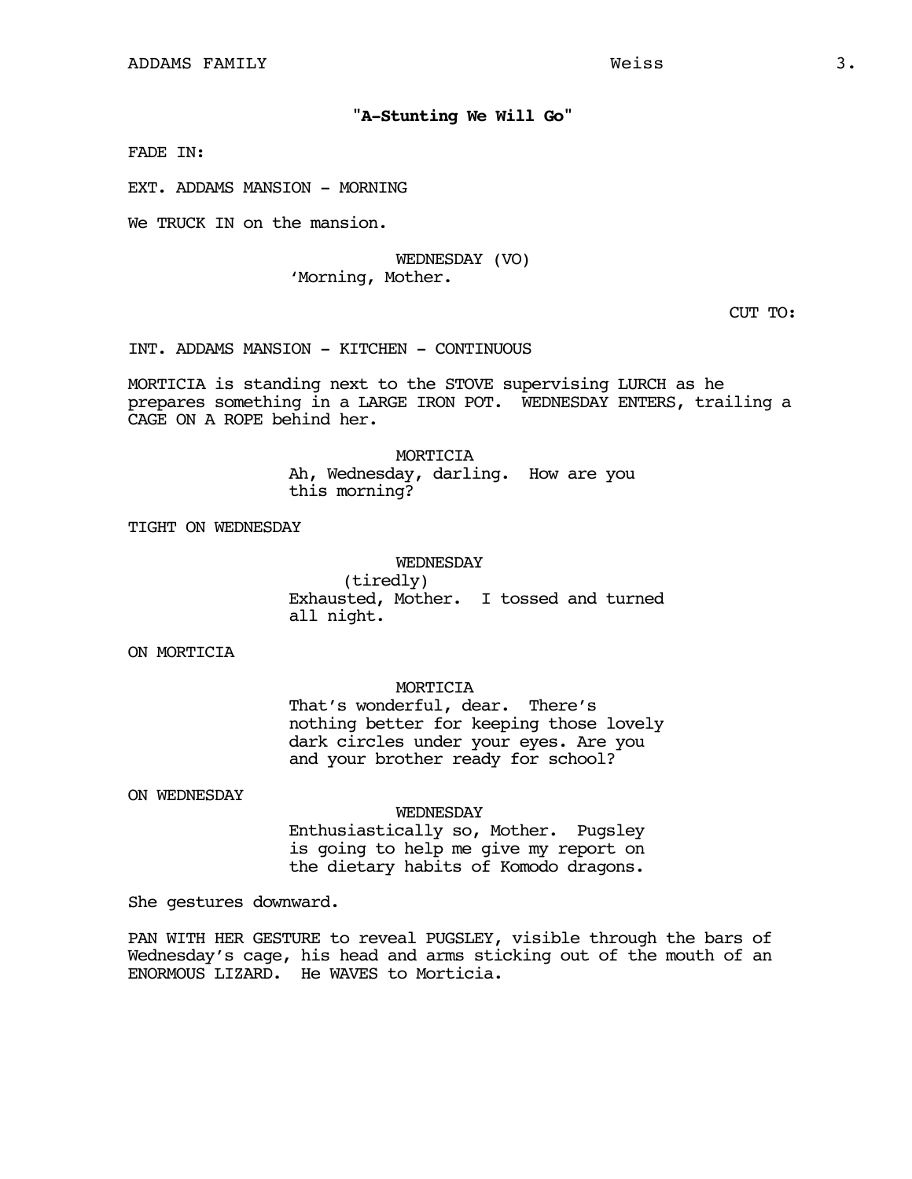**"A-Stunting We Will Go"**

FADE IN:

EXT. ADDAMS MANSION - MORNING

We TRUCK IN on the mansion.

WEDNESDAY (VO)
'Morning, Mother.

CUT TO:

INT. ADDAMS MANSION - KITCHEN - CONTINUOUS

MORTICIA is standing next to the STOVE supervising LURCH as he prepares something in a LARGE IRON POT. WEDNESDAY ENTERS, trailing a CAGE ON A ROPE behind her.

MORTICIA
Ah, Wednesday, darling. How are you this morning?

TIGHT ON WEDNESDAY

WEDNESDAY
(tiredly)
Exhausted, Mother. I tossed and turned all night.

ON MORTICIA

MORTICIA
That's wonderful, dear. There's nothing better for keeping those lovely dark circles under your eyes. Are you and your brother ready for school?

ON WEDNESDAY

WEDNESDAY
Enthusiastically so, Mother. Pugsley is going to help me give my report on the dietary habits of Komodo dragons.

She gestures downward.

PAN WITH HER GESTURE to reveal PUGSLEY, visible through the bars of Wednesday's cage, his head and arms sticking out of the mouth of an ENORMOUS LIZARD. He WAVES to Morticia.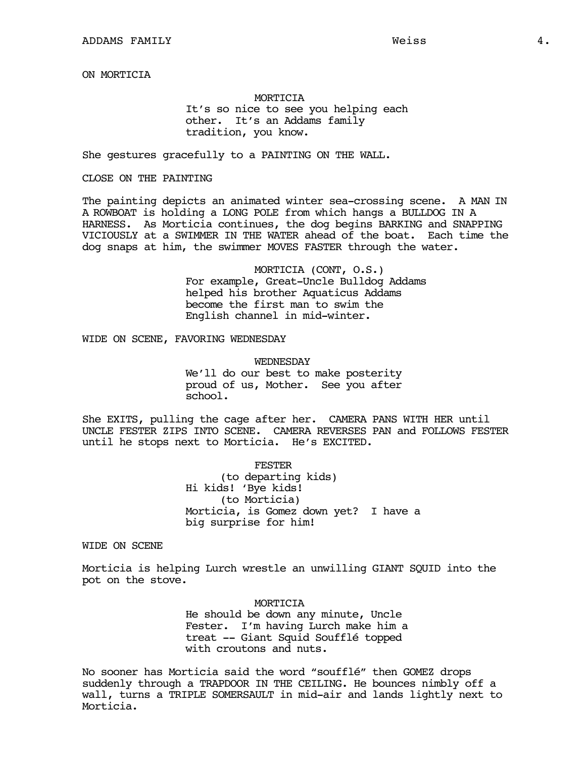ON MORTICIA

MORTICIA
It's so nice to see you helping each other. It's an Addams family tradition, you know.

She gestures gracefully to a PAINTING ON THE WALL.

CLOSE ON THE PAINTING

The painting depicts an animated winter sea-crossing scene. A MAN IN A ROWBOAT is holding a LONG POLE from which hangs a BULLDOG IN A HARNESS. As Morticia continues, the dog begins BARKING and SNAPPING VICIOUSLY at a SWIMMER IN THE WATER ahead of the boat. Each time the dog snaps at him, the swimmer MOVES FASTER through the water.

MORTICIA (CONT, O.S.)
For example, Great-Uncle Bulldog Addams helped his brother Aquaticus Addams become the first man to swim the English channel in mid-winter.

WIDE ON SCENE, FAVORING WEDNESDAY

WEDNESDAY
We'll do our best to make posterity proud of us, Mother. See you after school.

She EXITS, pulling the cage after her. CAMERA PANS WITH HER until UNCLE FESTER ZIPS INTO SCENE. CAMERA REVERSES PAN and FOLLOWS FESTER until he stops next to Morticia. He's EXCITED.

FESTER
(to departing kids)
Hi kids! 'Bye kids!
(to Morticia)
Morticia, is Gomez down yet? I have a big surprise for him!

WIDE ON SCENE

Morticia is helping Lurch wrestle an unwilling GIANT SQUID into the pot on the stove.

MORTICIA
He should be down any minute, Uncle Fester. I'm having Lurch make him a treat -- Giant Squid Soufflé topped with croutons and nuts.

No sooner has Morticia said the word "soufflé" then GOMEZ drops suddenly through a TRAPDOOR IN THE CEILING. He bounces nimbly off a wall, turns a TRIPLE SOMERSAULT in mid-air and lands lightly next to Morticia.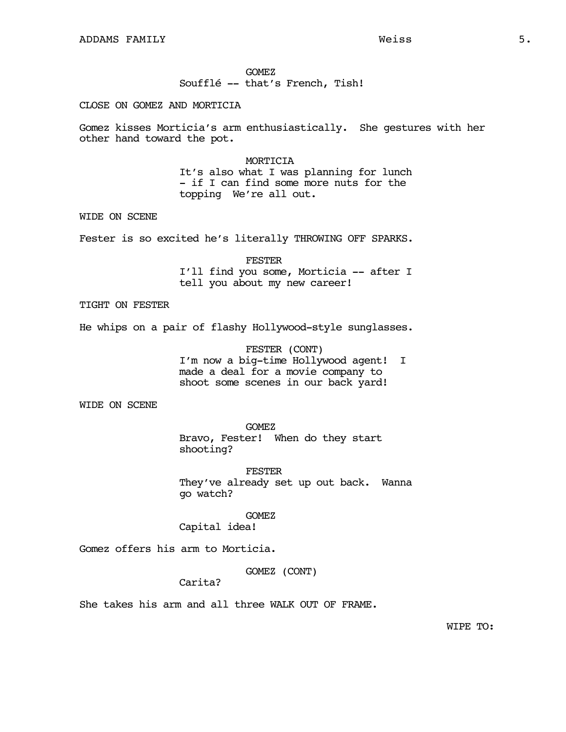GOMEZ
Soufflé -- that's French, Tish!

CLOSE ON GOMEZ AND MORTICIA

Gomez kisses Morticia's arm enthusiastically. She gestures with her other hand toward the pot.

MORTICIA
It's also what I was planning for lunch - if I can find some more nuts for the topping We're all out.

WIDE ON SCENE

Fester is so excited he's literally THROWING OFF SPARKS.

FESTER
I'll find you some, Morticia -- after I tell you about my new career!

TIGHT ON FESTER

He whips on a pair of flashy Hollywood-style sunglasses.

FESTER (CONT)
I'm now a big-time Hollywood agent! I made a deal for a movie company to shoot some scenes in our back yard!

WIDE ON SCENE

GOMEZ
Bravo, Fester! When do they start shooting?

FESTER
They've already set up out back. Wanna go watch?

GOMEZ
Capital idea!

Gomez offers his arm to Morticia.

GOMEZ (CONT)
Carita?

She takes his arm and all three WALK OUT OF FRAME.

WIPE TO: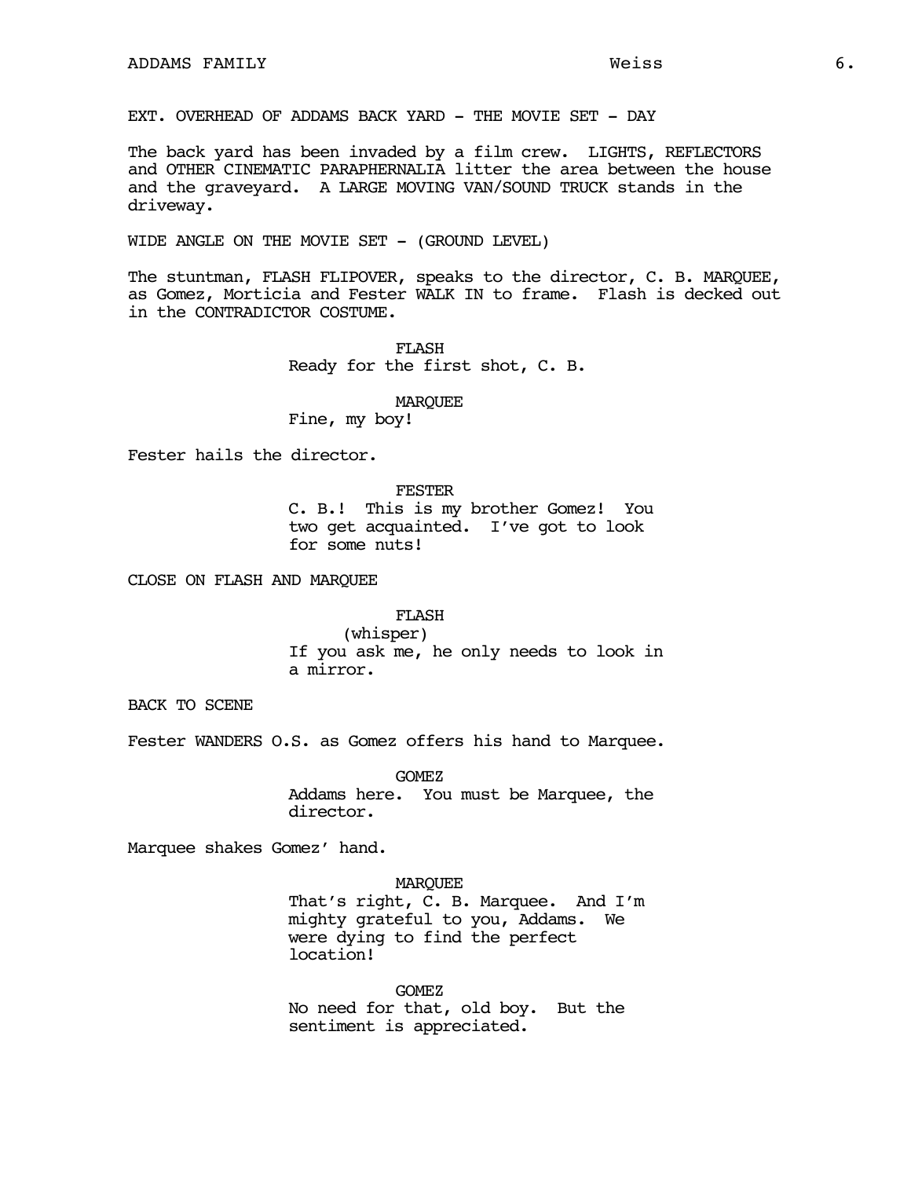EXT. OVERHEAD OF ADDAMS BACK YARD - THE MOVIE SET - DAY

The back yard has been invaded by a film crew. LIGHTS, REFLECTORS and OTHER CINEMATIC PARAPHERNALIA litter the area between the house and the graveyard. A LARGE MOVING VAN/SOUND TRUCK stands in the driveway.

WIDE ANGLE ON THE MOVIE SET - (GROUND LEVEL)

The stuntman, FLASH FLIPOVER, speaks to the director, C. B. MARQUEE, as Gomez, Morticia and Fester WALK IN to frame. Flash is decked out in the CONTRADICTOR COSTUME.

FLASH
Ready for the first shot, C. B.

MARQUEE
Fine, my boy!

Fester hails the director.

FESTER
C. B.! This is my brother Gomez! You two get acquainted. I've got to look for some nuts!

CLOSE ON FLASH AND MARQUEE

FLASH
(whisper)
If you ask me, he only needs to look in a mirror.

BACK TO SCENE

Fester WANDERS O.S. as Gomez offers his hand to Marquee.

GOMEZ
Addams here. You must be Marquee, the director.

Marquee shakes Gomez' hand.

MARQUEE
That's right, C. B. Marquee. And I'm mighty grateful to you, Addams. We were dying to find the perfect location!

GOMEZ
No need for that, old boy. But the sentiment is appreciated.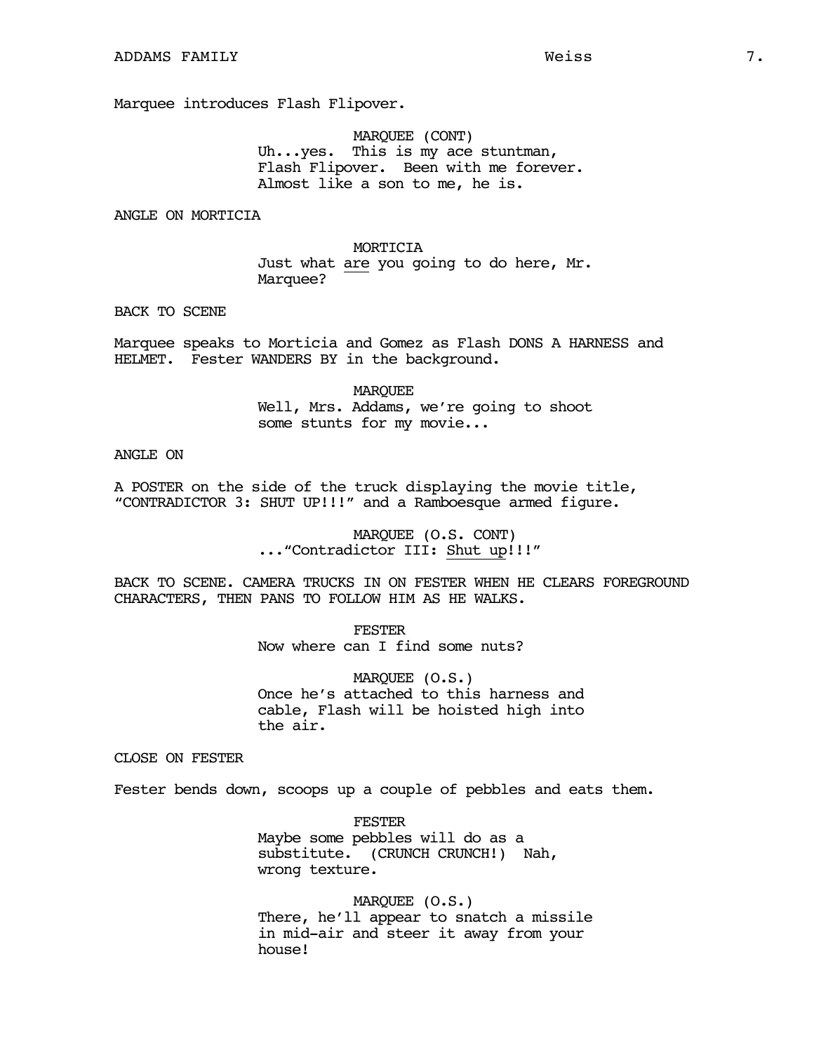Marquee introduces Flash Flipover.

MARQUEE (CONT)
Uh...yes. This is my ace stuntman, Flash Flipover. Been with me forever. Almost like a son to me, he is.

ANGLE ON MORTICIA

MORTICIA
Just what <u>are</u> you going to do here, Mr. Marquee?

BACK TO SCENE

Marquee speaks to Morticia and Gomez as Flash DONS A HARNESS and HELMET. Fester WANDERS BY in the background.

MARQUEE
Well, Mrs. Addams, we're going to shoot some stunts for my movie...

ANGLE ON

A POSTER on the side of the truck displaying the movie title, "CONTRADICTOR 3: SHUT UP!!!" and a Ramboesque armed figure.

MARQUEE (O.S. CONT)
..."Contradictor III: <u>Shut up</u>!!!"

BACK TO SCENE. CAMERA TRUCKS IN ON FESTER WHEN HE CLEARS FOREGROUND CHARACTERS, THEN PANS TO FOLLOW HIM AS HE WALKS.

FESTER
Now where can I find some nuts?

MARQUEE (O.S.)
Once he's attached to this harness and cable, Flash will be hoisted high into the air.

CLOSE ON FESTER

Fester bends down, scoops up a couple of pebbles and eats them.

FESTER
Maybe some pebbles will do as a substitute. (CRUNCH CRUNCH!) Nah, wrong texture.

MARQUEE (O.S.)
There, he'll appear to snatch a missile in mid-air and steer it away from your house!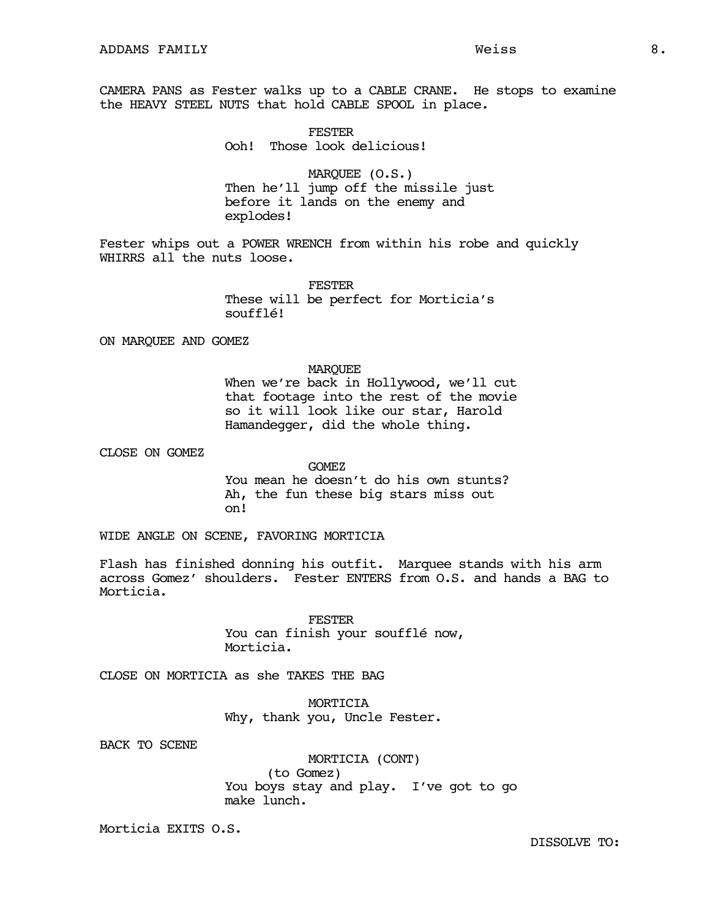CAMERA PANS as Fester walks up to a CABLE CRANE. He stops to examine the HEAVY STEEL NUTS that hold CABLE SPOOL in place.

FESTER
Ooh! Those look delicious!

MARQUEE (O.S.)
Then he'll jump off the missile just before it lands on the enemy and explodes!

Fester whips out a POWER WRENCH from within his robe and quickly WHIRRS all the nuts loose.

FESTER
These will be perfect for Morticia's soufflé!

ON MARQUEE AND GOMEZ

MARQUEE
When we're back in Hollywood, we'll cut that footage into the rest of the movie so it will look like our star, Harold Hamandegger, did the whole thing.

CLOSE ON GOMEZ

GOMEZ
You mean he doesn't do his own stunts? Ah, the fun these big stars miss out on!

WIDE ANGLE ON SCENE, FAVORING MORTICIA

Flash has finished donning his outfit. Marquee stands with his arm across Gomez' shoulders. Fester ENTERS from O.S. and hands a BAG to Morticia.

FESTER
You can finish your soufflé now, Morticia.

CLOSE ON MORTICIA as she TAKES THE BAG

MORTICIA
Why, thank you, Uncle Fester.

BACK TO SCENE

MORTICIA (CONT)
(to Gomez)
You boys stay and play. I've got to go make lunch.

Morticia EXITS O.S.

DISSOLVE TO: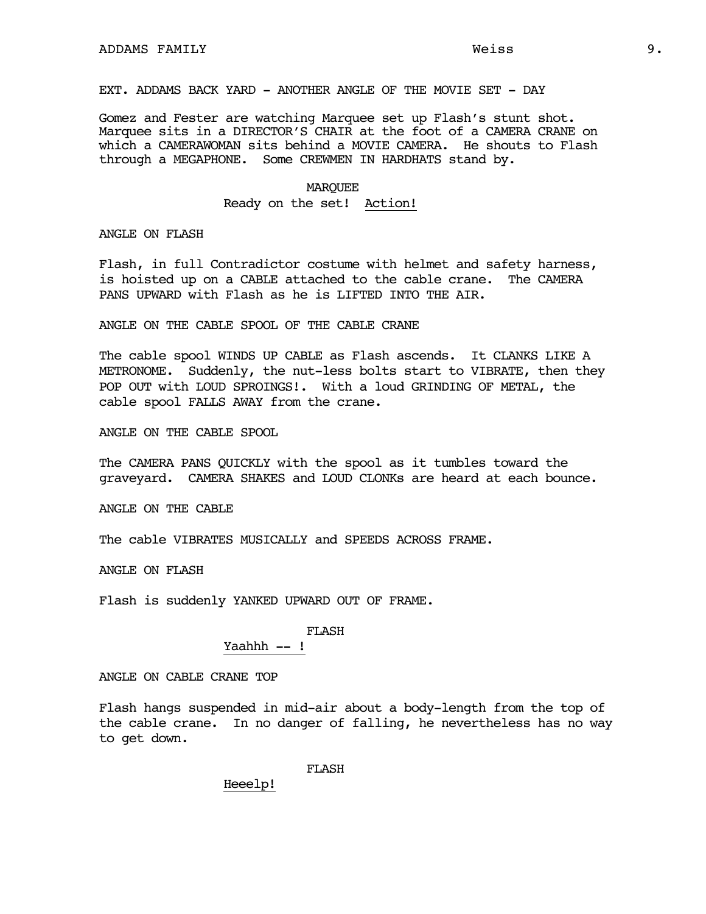EXT. ADDAMS BACK YARD - ANOTHER ANGLE OF THE MOVIE SET - DAY

Gomez and Fester are watching Marquee set up Flash's stunt shot. Marquee sits in a DIRECTOR'S CHAIR at the foot of a CAMERA CRANE on which a CAMERAWOMAN sits behind a MOVIE CAMERA. He shouts to Flash through a MEGAPHONE. Some CREWMEN IN HARDHATS stand by.

MARQUEE
Ready on the set! Action!

ANGLE ON FLASH

Flash, in full Contradictor costume with helmet and safety harness, is hoisted up on a CABLE attached to the cable crane. The CAMERA PANS UPWARD with Flash as he is LIFTED INTO THE AIR.

ANGLE ON THE CABLE SPOOL OF THE CABLE CRANE

The cable spool WINDS UP CABLE as Flash ascends. It CLANKS LIKE A METRONOME. Suddenly, the nut-less bolts start to VIBRATE, then they POP OUT with LOUD SPROINGS!. With a loud GRINDING OF METAL, the cable spool FALLS AWAY from the crane.

ANGLE ON THE CABLE SPOOL

The CAMERA PANS QUICKLY with the spool as it tumbles toward the graveyard. CAMERA SHAKES and LOUD CLONKs are heard at each bounce.

ANGLE ON THE CABLE

The cable VIBRATES MUSICALLY and SPEEDS ACROSS FRAME.

ANGLE ON FLASH

Flash is suddenly YANKED UPWARD OUT OF FRAME.

FLASH
Yaahhh -- !

ANGLE ON CABLE CRANE TOP

Flash hangs suspended in mid-air about a body-length from the top of the cable crane. In no danger of falling, he nevertheless has no way to get down.

FLASH
Heeelp!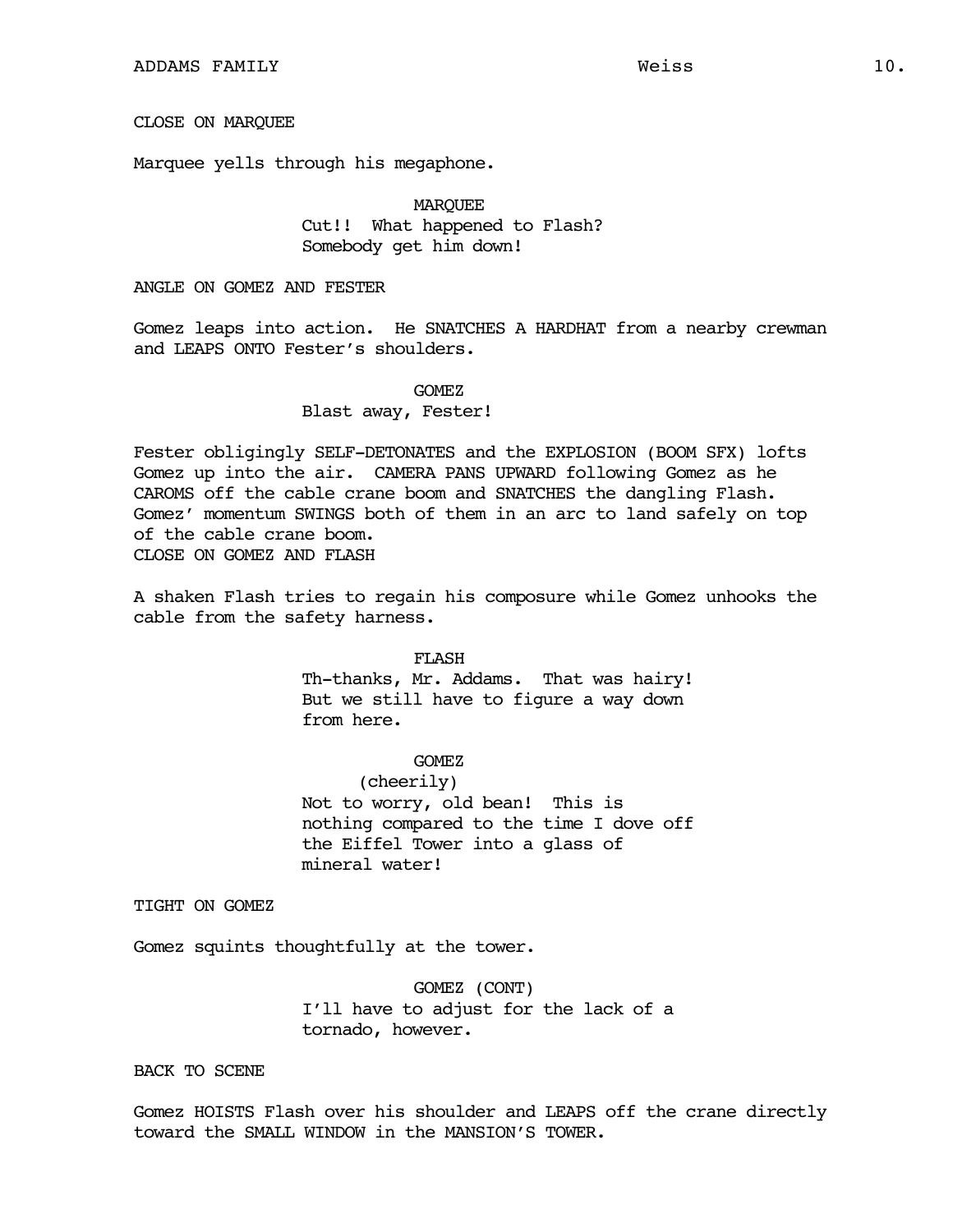CLOSE ON MARQUEE

Marquee yells through his megaphone.

MARQUEE
Cut!! What happened to Flash? Somebody get him down!

ANGLE ON GOMEZ AND FESTER

Gomez leaps into action. He SNATCHES A HARDHAT from a nearby crewman and LEAPS ONTO Fester's shoulders.

GOMEZ
Blast away, Fester!

Fester obligingly SELF-DETONATES and the EXPLOSION (BOOM SFX) lofts Gomez up into the air. CAMERA PANS UPWARD following Gomez as he CAROMS off the cable crane boom and SNATCHES the dangling Flash. Gomez' momentum SWINGS both of them in an arc to land safely on top of the cable crane boom.
CLOSE ON GOMEZ AND FLASH

A shaken Flash tries to regain his composure while Gomez unhooks the cable from the safety harness.

FLASH
Th-thanks, Mr. Addams. That was hairy! But we still have to figure a way down from here.

GOMEZ
(cheerily)
Not to worry, old bean! This is nothing compared to the time I dove off the Eiffel Tower into a glass of mineral water!

TIGHT ON GOMEZ

Gomez squints thoughtfully at the tower.

GOMEZ (CONT)
I'll have to adjust for the lack of a tornado, however.

BACK TO SCENE

Gomez HOISTS Flash over his shoulder and LEAPS off the crane directly toward the SMALL WINDOW in the MANSION'S TOWER.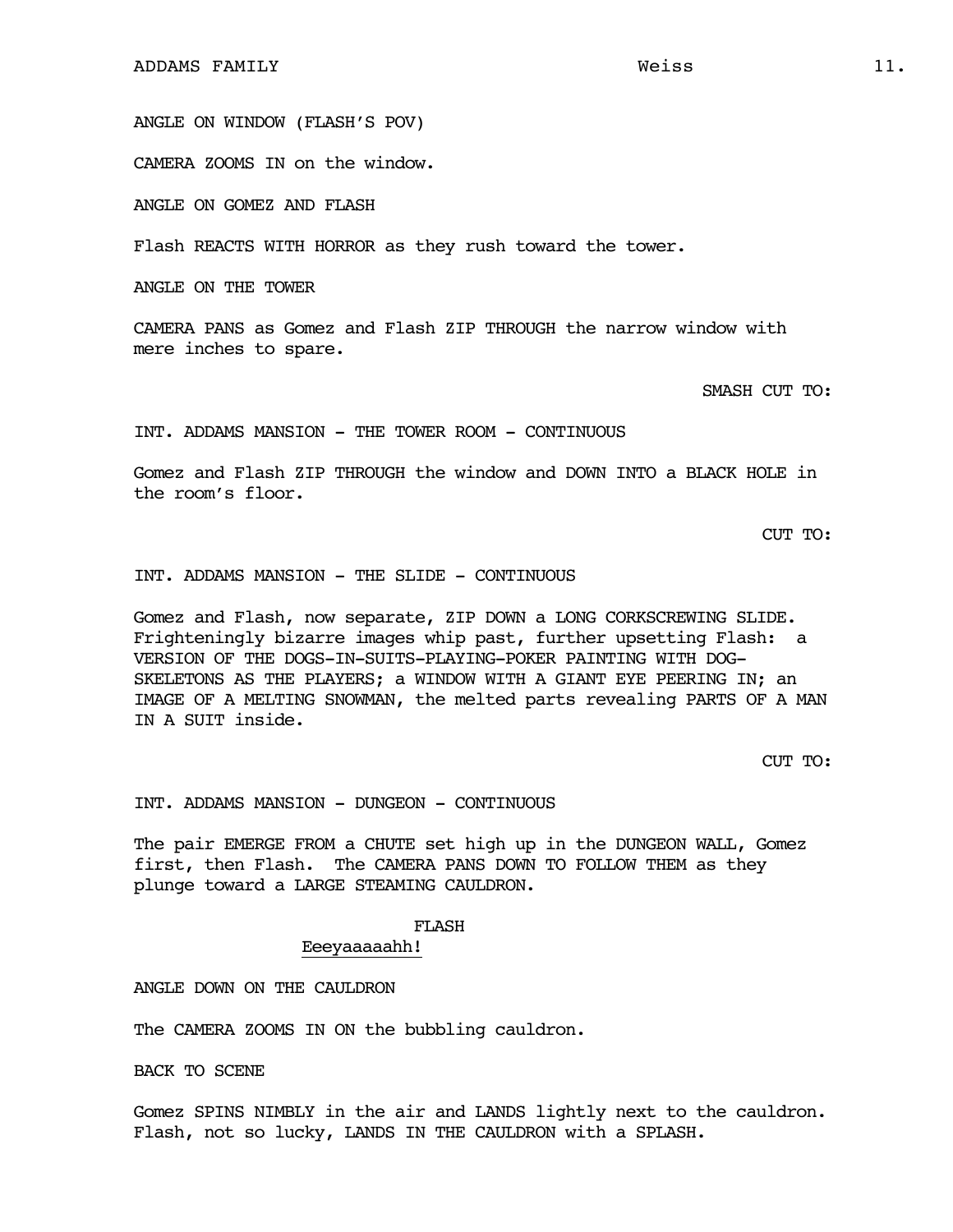ANGLE ON WINDOW (FLASH'S POV)

CAMERA ZOOMS IN on the window.

ANGLE ON GOMEZ AND FLASH

Flash REACTS WITH HORROR as they rush toward the tower.

ANGLE ON THE TOWER

CAMERA PANS as Gomez and Flash ZIP THROUGH the narrow window with mere inches to spare.

SMASH CUT TO:

INT. ADDAMS MANSION - THE TOWER ROOM - CONTINUOUS

Gomez and Flash ZIP THROUGH the window and DOWN INTO a BLACK HOLE in the room's floor.

CUT TO:

INT. ADDAMS MANSION - THE SLIDE - CONTINUOUS

Gomez and Flash, now separate, ZIP DOWN a LONG CORKSCREWING SLIDE. Frighteningly bizarre images whip past, further upsetting Flash: a VERSION OF THE DOGS-IN-SUITS-PLAYING-POKER PAINTING WITH DOG-SKELETONS AS THE PLAYERS; a WINDOW WITH A GIANT EYE PEERING IN; an IMAGE OF A MELTING SNOWMAN, the melted parts revealing PARTS OF A MAN IN A SUIT inside.

CUT TO:

INT. ADDAMS MANSION - DUNGEON - CONTINUOUS

The pair EMERGE FROM a CHUTE set high up in the DUNGEON WALL, Gomez first, then Flash. The CAMERA PANS DOWN TO FOLLOW THEM as they plunge toward a LARGE STEAMING CAULDRON.

FLASH
<u>Eeeyaaaaahh!</u>

ANGLE DOWN ON THE CAULDRON

The CAMERA ZOOMS IN ON the bubbling cauldron.

BACK TO SCENE

Gomez SPINS NIMBLY in the air and LANDS lightly next to the cauldron. Flash, not so lucky, LANDS IN THE CAULDRON with a SPLASH.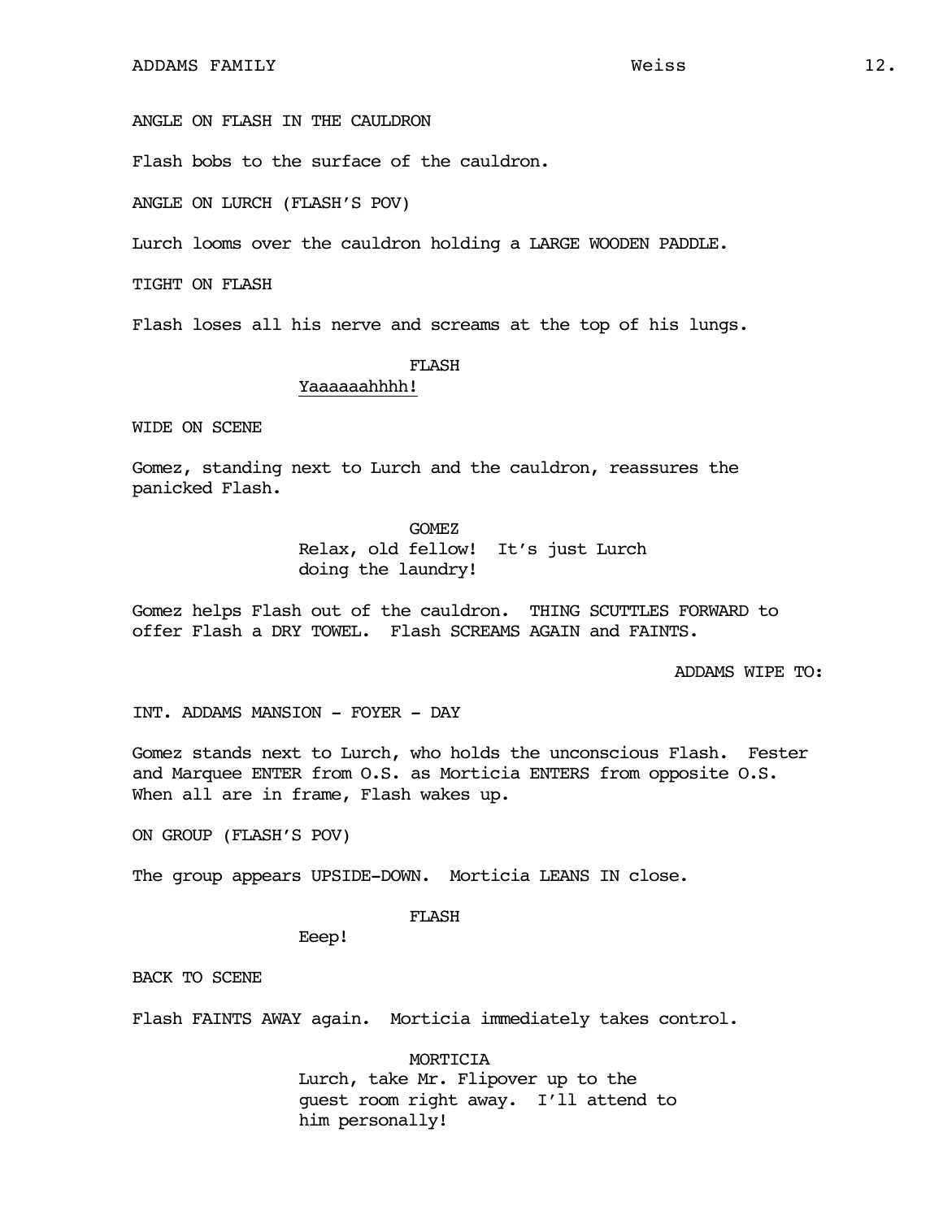ANGLE ON FLASH IN THE CAULDRON

Flash bobs to the surface of the cauldron.

ANGLE ON LURCH (FLASH'S POV)

Lurch looms over the cauldron holding a LARGE WOODEN PADDLE.

TIGHT ON FLASH

Flash loses all his nerve and screams at the top of his lungs.

FLASH
Yaaaaaahhhh!

WIDE ON SCENE

Gomez, standing next to Lurch and the cauldron, reassures the panicked Flash.

GOMEZ
Relax, old fellow! It's just Lurch doing the laundry!

Gomez helps Flash out of the cauldron. THING SCUTTLES FORWARD to offer Flash a DRY TOWEL. Flash SCREAMS AGAIN and FAINTS.

ADDAMS WIPE TO:

INT. ADDAMS MANSION - FOYER - DAY

Gomez stands next to Lurch, who holds the unconscious Flash. Fester and Marquee ENTER from O.S. as Morticia ENTERS from opposite O.S. When all are in frame, Flash wakes up.

ON GROUP (FLASH'S POV)

The group appears UPSIDE-DOWN. Morticia LEANS IN close.

FLASH
Eeep!

BACK TO SCENE

Flash FAINTS AWAY again. Morticia immediately takes control.

MORTICIA
Lurch, take Mr. Flipover up to the guest room right away. I'll attend to him personally!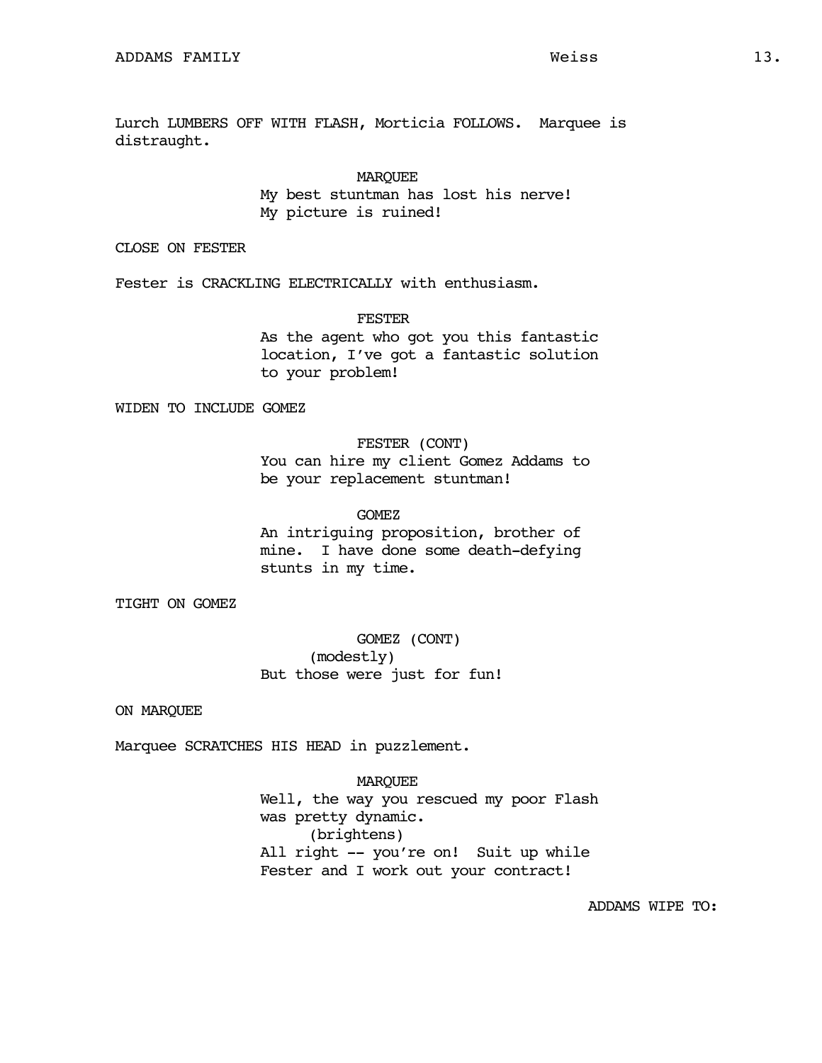Lurch LUMBERS OFF WITH FLASH, Morticia FOLLOWS. Marquee is distraught.

MARQUEE
My best stuntman has lost his nerve! My picture is ruined!

CLOSE ON FESTER

Fester is CRACKLING ELECTRICALLY with enthusiasm.

FESTER
As the agent who got you this fantastic location, I've got a fantastic solution to your problem!

WIDEN TO INCLUDE GOMEZ

FESTER (CONT)
You can hire my client Gomez Addams to be your replacement stuntman!

GOMEZ
An intriguing proposition, brother of mine. I have done some death-defying stunts in my time.

TIGHT ON GOMEZ

GOMEZ (CONT)
(modestly)
But those were just for fun!

ON MARQUEE

Marquee SCRATCHES HIS HEAD in puzzlement.

MARQUEE
Well, the way you rescued my poor Flash was pretty dynamic.
(brightens)
All right -- you're on! Suit up while Fester and I work out your contract!

ADDAMS WIPE TO: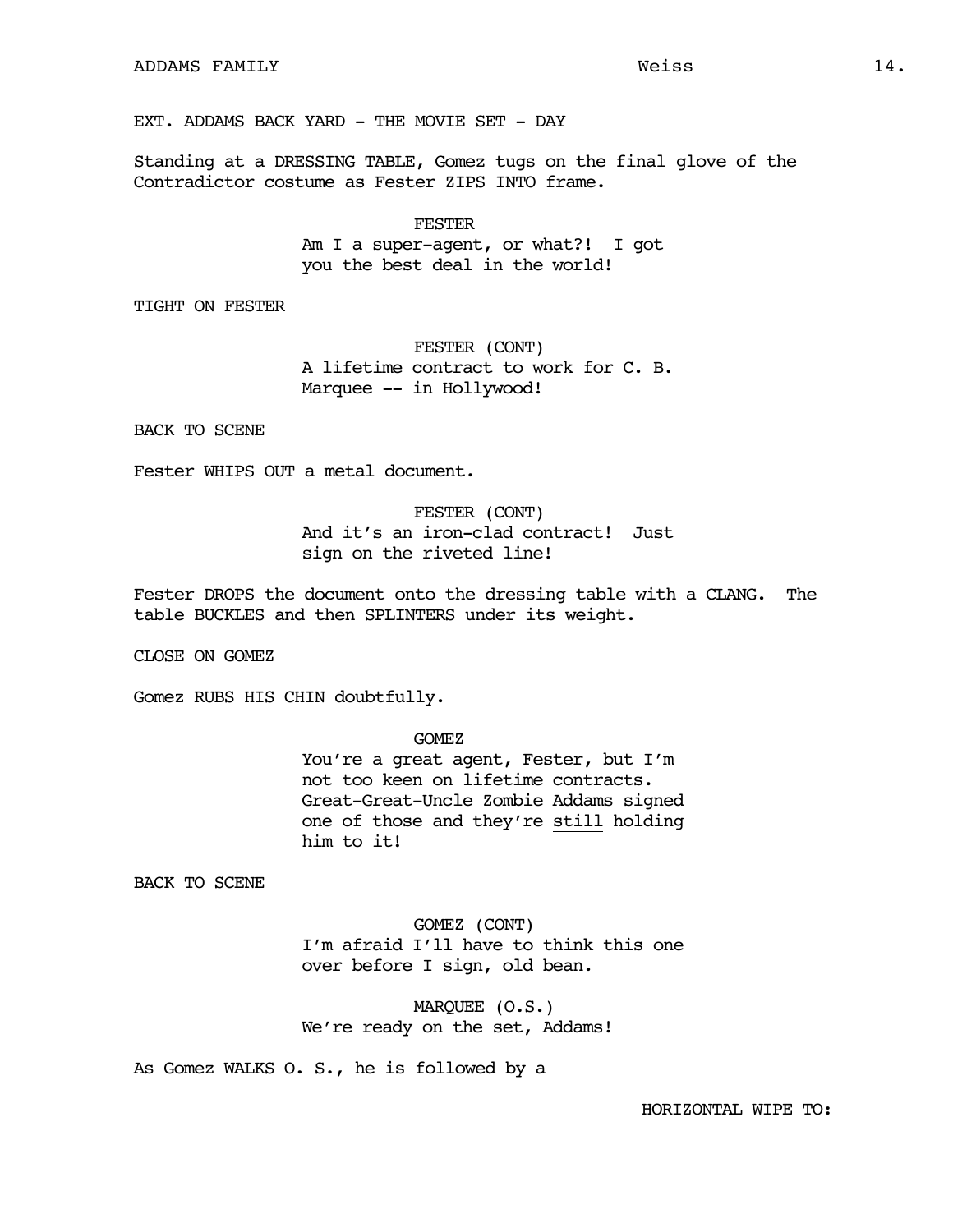EXT. ADDAMS BACK YARD - THE MOVIE SET - DAY

Standing at a DRESSING TABLE, Gomez tugs on the final glove of the Contradictor costume as Fester ZIPS INTO frame.

FESTER
Am I a super-agent, or what?! I got you the best deal in the world!

TIGHT ON FESTER

FESTER (CONT)
A lifetime contract to work for C. B. Marquee -- in Hollywood!

BACK TO SCENE

Fester WHIPS OUT a metal document.

FESTER (CONT)
And it's an iron-clad contract! Just sign on the riveted line!

Fester DROPS the document onto the dressing table with a CLANG. The table BUCKLES and then SPLINTERS under its weight.

CLOSE ON GOMEZ

Gomez RUBS HIS CHIN doubtfully.

GOMEZ
You're a great agent, Fester, but I'm not too keen on lifetime contracts. Great-Great-Uncle Zombie Addams signed one of those and they're <u>still</u> holding him to it!

BACK TO SCENE

GOMEZ (CONT)
I'm afraid I'll have to think this one over before I sign, old bean.

MARQUEE (O.S.)
We're ready on the set, Addams!

As Gomez WALKS O. S., he is followed by a

HORIZONTAL WIPE TO: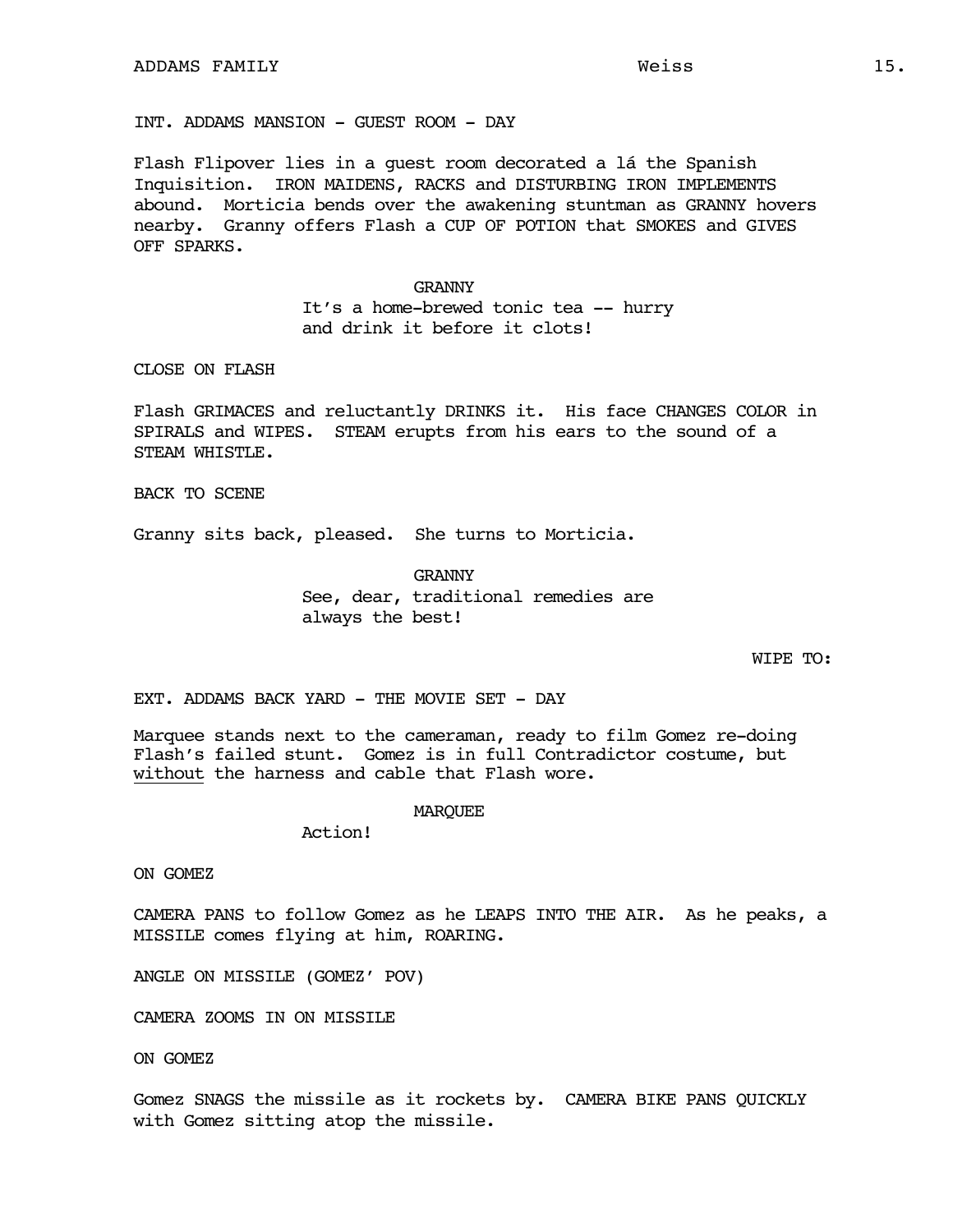INT. ADDAMS MANSION - GUEST ROOM - DAY

Flash Flipover lies in a guest room decorated a lá the Spanish Inquisition. IRON MAIDENS, RACKS and DISTURBING IRON IMPLEMENTS abound. Morticia bends over the awakening stuntman as GRANNY hovers nearby. Granny offers Flash a CUP OF POTION that SMOKES and GIVES OFF SPARKS.

GRANNY
It's a home-brewed tonic tea -- hurry and drink it before it clots!

CLOSE ON FLASH

Flash GRIMACES and reluctantly DRINKS it. His face CHANGES COLOR in SPIRALS and WIPES. STEAM erupts from his ears to the sound of a STEAM WHISTLE.

BACK TO SCENE

Granny sits back, pleased. She turns to Morticia.

GRANNY
See, dear, traditional remedies are always the best!

WIPE TO:

EXT. ADDAMS BACK YARD - THE MOVIE SET - DAY

Marquee stands next to the cameraman, ready to film Gomez re-doing Flash's failed stunt. Gomez is in full Contradictor costume, but <u>without</u> the harness and cable that Flash wore.

MARQUEE
Action!

ON GOMEZ

CAMERA PANS to follow Gomez as he LEAPS INTO THE AIR. As he peaks, a MISSILE comes flying at him, ROARING.

ANGLE ON MISSILE (GOMEZ' POV)

CAMERA ZOOMS IN ON MISSILE

ON GOMEZ

Gomez SNAGS the missile as it rockets by. CAMERA BIKE PANS QUICKLY with Gomez sitting atop the missile.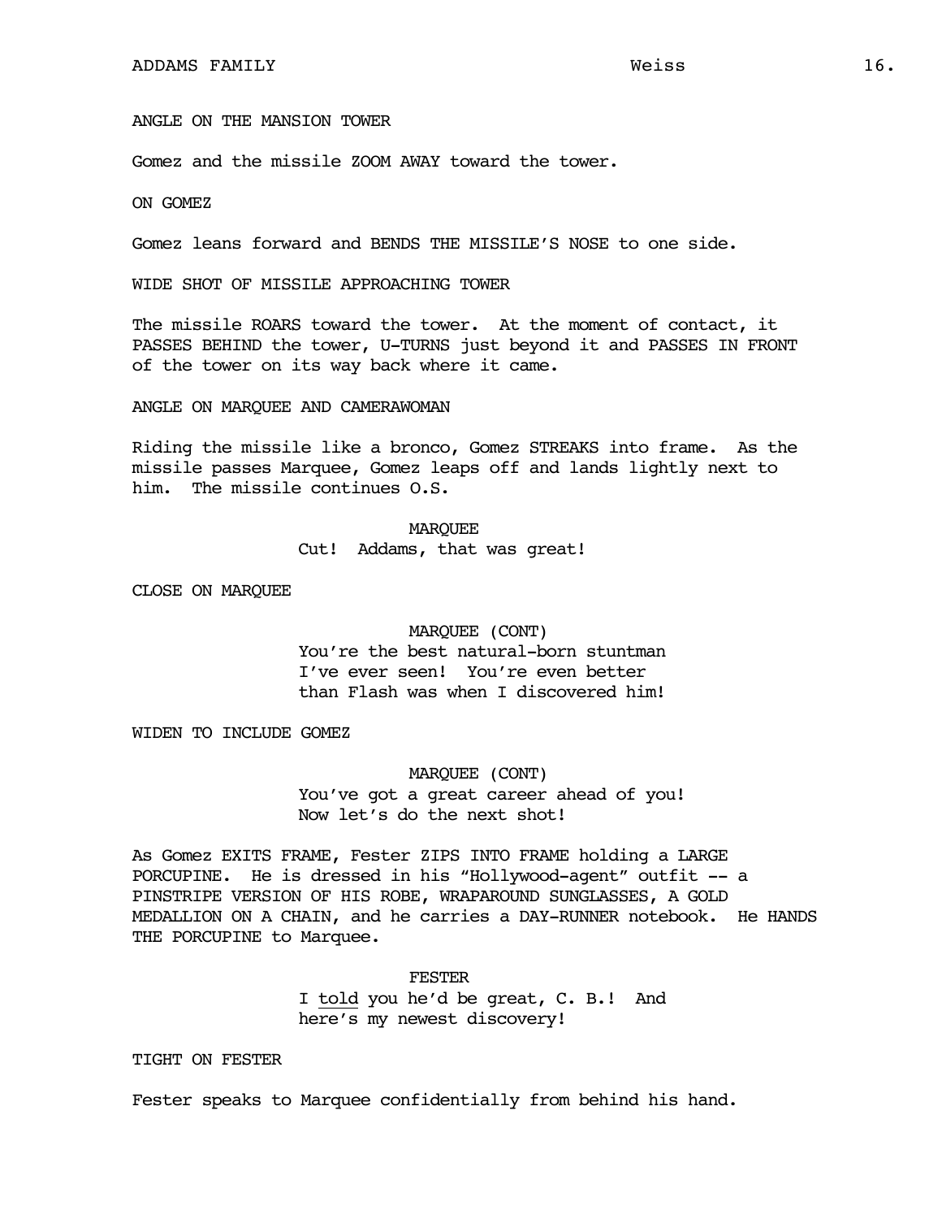ANGLE ON THE MANSION TOWER

Gomez and the missile ZOOM AWAY toward the tower.

ON GOMEZ

Gomez leans forward and BENDS THE MISSILE'S NOSE to one side.

WIDE SHOT OF MISSILE APPROACHING TOWER

The missile ROARS toward the tower. At the moment of contact, it PASSES BEHIND the tower, U-TURNS just beyond it and PASSES IN FRONT of the tower on its way back where it came.

ANGLE ON MARQUEE AND CAMERAWOMAN

Riding the missile like a bronco, Gomez STREAKS into frame. As the missile passes Marquee, Gomez leaps off and lands lightly next to him. The missile continues O.S.

MARQUEE
Cut! Addams, that was great!

CLOSE ON MARQUEE

MARQUEE (CONT)
You're the best natural-born stuntman I've ever seen! You're even better than Flash was when I discovered him!

WIDEN TO INCLUDE GOMEZ

MARQUEE (CONT)
You've got a great career ahead of you! Now let's do the next shot!

As Gomez EXITS FRAME, Fester ZIPS INTO FRAME holding a LARGE PORCUPINE. He is dressed in his "Hollywood-agent" outfit -- a PINSTRIPE VERSION OF HIS ROBE, WRAPAROUND SUNGLASSES, A GOLD MEDALLION ON A CHAIN, and he carries a DAY-RUNNER notebook. He HANDS THE PORCUPINE to Marquee.

FESTER
I <u>told</u> you he'd be great, C. B.! And here's my newest discovery!

TIGHT ON FESTER

Fester speaks to Marquee confidentially from behind his hand.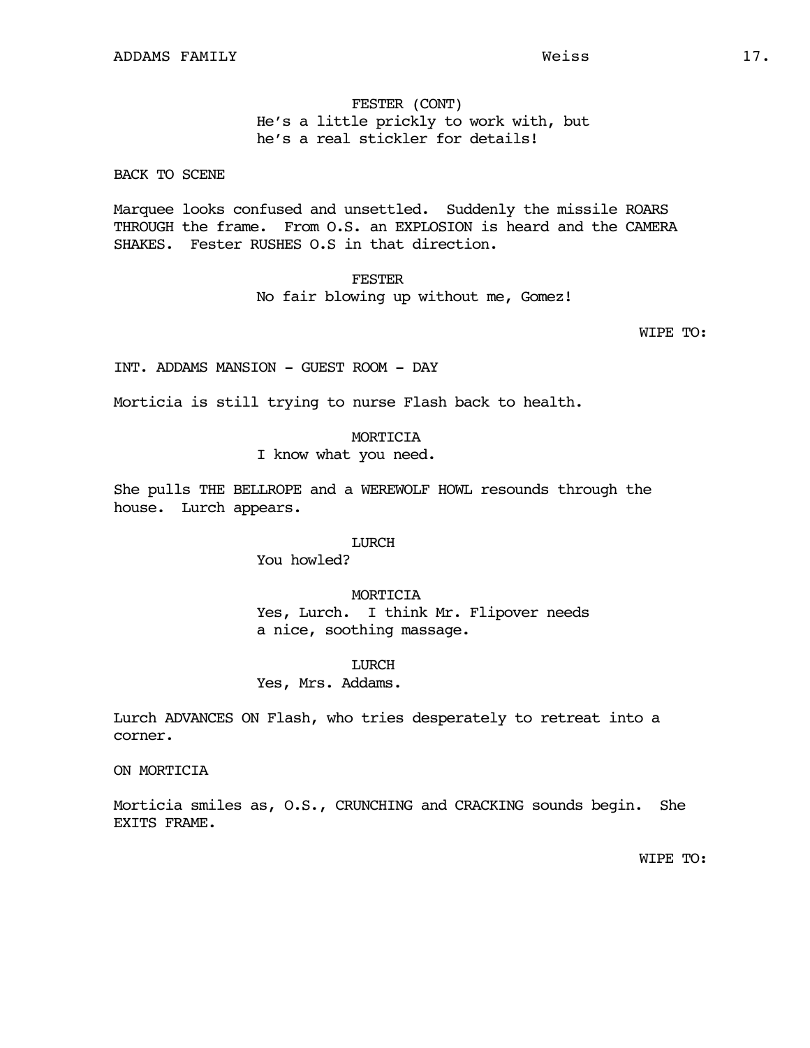FESTER (CONT)
He's a little prickly to work with, but he's a real stickler for details!

BACK TO SCENE

Marquee looks confused and unsettled. Suddenly the missile ROARS THROUGH the frame. From O.S. an EXPLOSION is heard and the CAMERA SHAKES. Fester RUSHES O.S in that direction.

FESTER
No fair blowing up without me, Gomez!

WIPE TO:

INT. ADDAMS MANSION - GUEST ROOM - DAY

Morticia is still trying to nurse Flash back to health.

MORTICIA
I know what you need.

She pulls THE BELLROPE and a WEREWOLF HOWL resounds through the house. Lurch appears.

LURCH
You howled?

MORTICIA
Yes, Lurch. I think Mr. Flipover needs a nice, soothing massage.

LURCH
Yes, Mrs. Addams.

Lurch ADVANCES ON Flash, who tries desperately to retreat into a corner.

ON MORTICIA

Morticia smiles as, O.S., CRUNCHING and CRACKING sounds begin. She EXITS FRAME.

WIPE TO: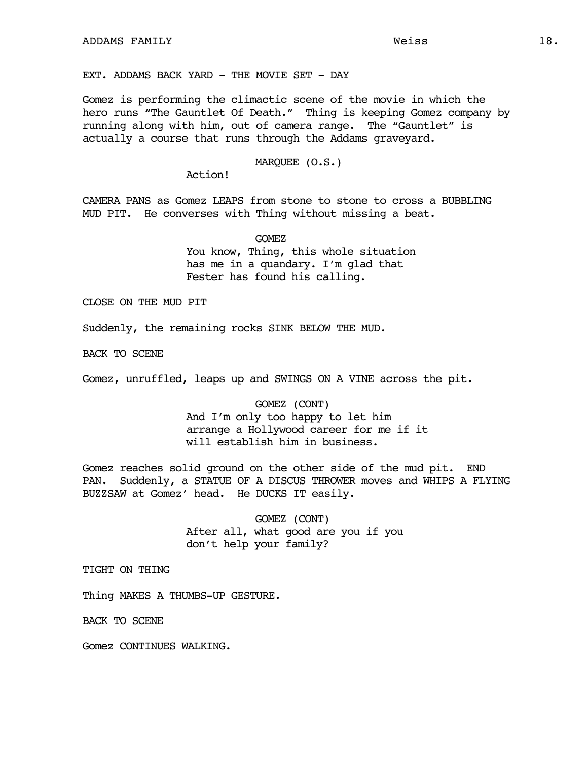EXT. ADDAMS BACK YARD - THE MOVIE SET - DAY

Gomez is performing the climactic scene of the movie in which the hero runs "The Gauntlet Of Death." Thing is keeping Gomez company by running along with him, out of camera range. The "Gauntlet" is actually a course that runs through the Addams graveyard.

MARQUEE (O.S.)
Action!

CAMERA PANS as Gomez LEAPS from stone to stone to cross a BUBBLING MUD PIT. He converses with Thing without missing a beat.

GOMEZ
You know, Thing, this whole situation has me in a quandary. I'm glad that Fester has found his calling.

CLOSE ON THE MUD PIT

Suddenly, the remaining rocks SINK BELOW THE MUD.

BACK TO SCENE

Gomez, unruffled, leaps up and SWINGS ON A VINE across the pit.

GOMEZ (CONT)
And I'm only too happy to let him arrange a Hollywood career for me if it will establish him in business.

Gomez reaches solid ground on the other side of the mud pit. END PAN. Suddenly, a STATUE OF A DISCUS THROWER moves and WHIPS A FLYING BUZZSAW at Gomez' head. He DUCKS IT easily.

GOMEZ (CONT)
After all, what good are you if you don't help your family?

TIGHT ON THING

Thing MAKES A THUMBS-UP GESTURE.

BACK TO SCENE

Gomez CONTINUES WALKING.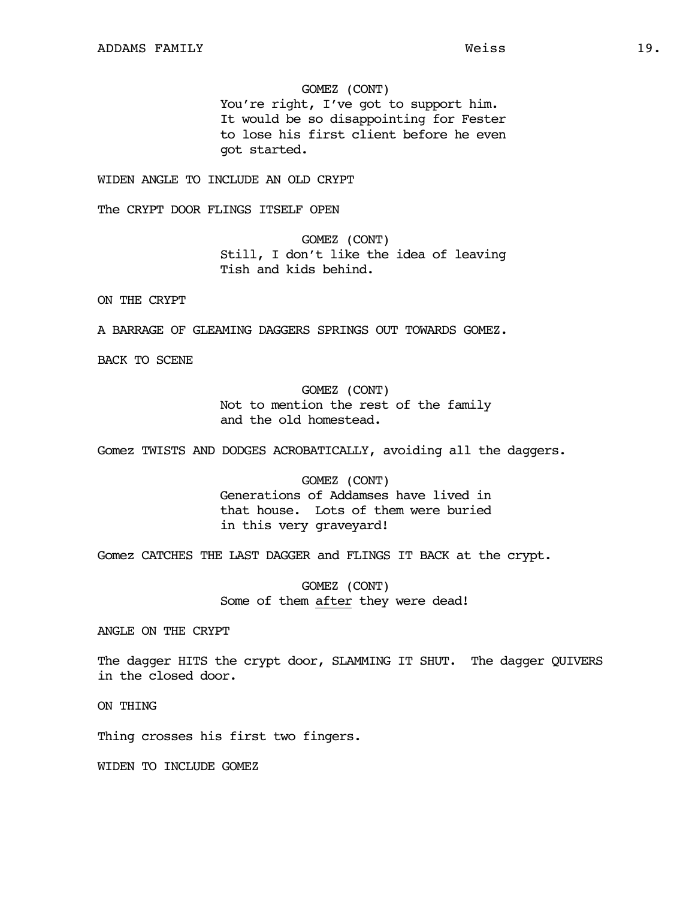GOMEZ (CONT)
You're right, I've got to support him. It would be so disappointing for Fester to lose his first client before he even got started.

WIDEN ANGLE TO INCLUDE AN OLD CRYPT

The CRYPT DOOR FLINGS ITSELF OPEN

GOMEZ (CONT)
Still, I don't like the idea of leaving Tish and kids behind.

ON THE CRYPT

A BARRAGE OF GLEAMING DAGGERS SPRINGS OUT TOWARDS GOMEZ.

BACK TO SCENE

GOMEZ (CONT)
Not to mention the rest of the family and the old homestead.

Gomez TWISTS AND DODGES ACROBATICALLY, avoiding all the daggers.

GOMEZ (CONT)
Generations of Addamses have lived in that house. Lots of them were buried in this very graveyard!

Gomez CATCHES THE LAST DAGGER and FLINGS IT BACK at the crypt.

GOMEZ (CONT)
Some of them _after_ they were dead!

ANGLE ON THE CRYPT

The dagger HITS the crypt door, SLAMMING IT SHUT. The dagger QUIVERS in the closed door.

ON THING

Thing crosses his first two fingers.

WIDEN TO INCLUDE GOMEZ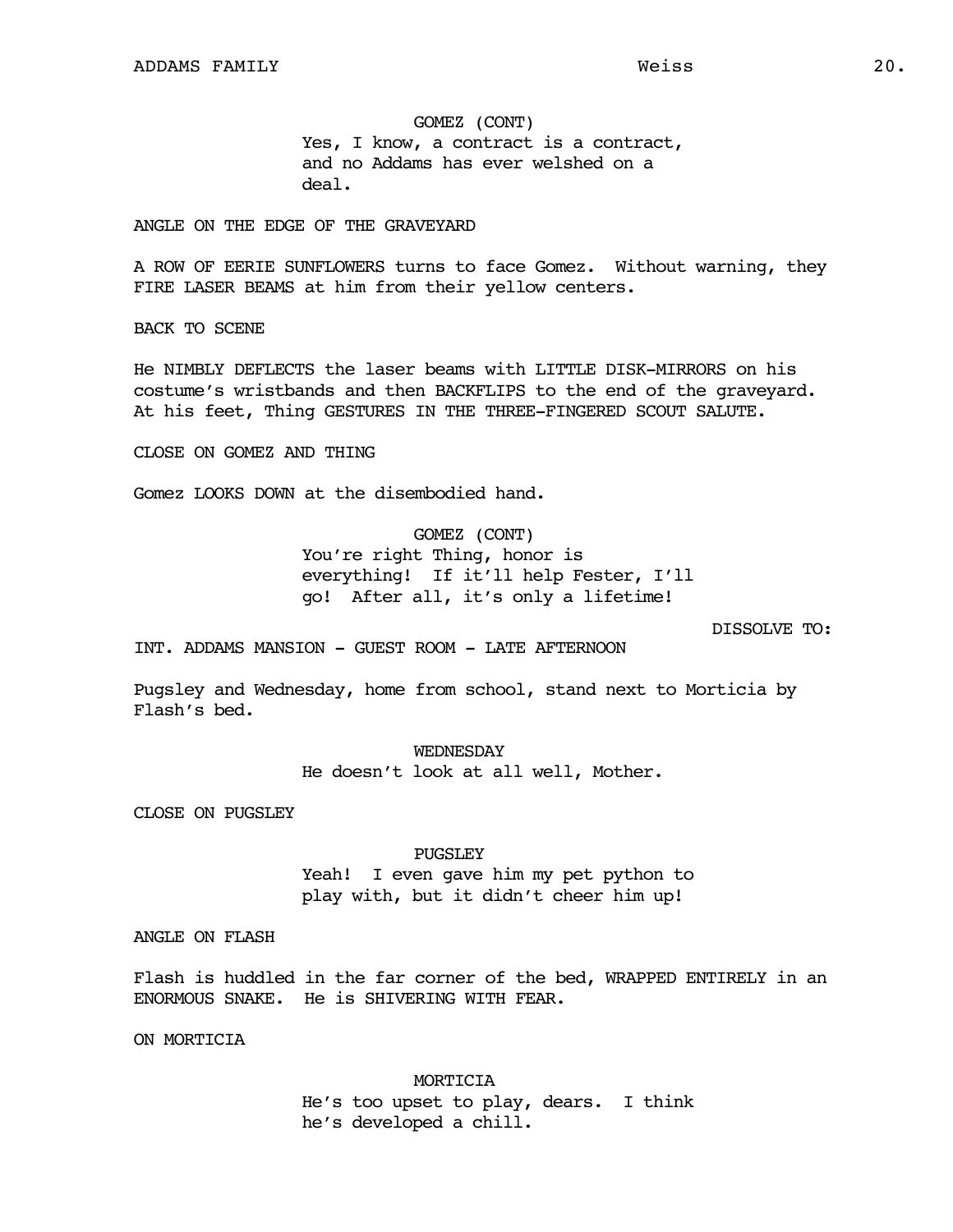GOMEZ (CONT)
Yes, I know, a contract is a contract, and no Addams has ever welshed on a deal.

ANGLE ON THE EDGE OF THE GRAVEYARD

A ROW OF EERIE SUNFLOWERS turns to face Gomez. Without warning, they FIRE LASER BEAMS at him from their yellow centers.

BACK TO SCENE

He NIMBLY DEFLECTS the laser beams with LITTLE DISK-MIRRORS on his costume's wristbands and then BACKFLIPS to the end of the graveyard. At his feet, Thing GESTURES IN THE THREE-FINGERED SCOUT SALUTE.

CLOSE ON GOMEZ AND THING

Gomez LOOKS DOWN at the disembodied hand.

GOMEZ (CONT)
You're right Thing, honor is everything! If it'll help Fester, I'll go! After all, it's only a lifetime!

DISSOLVE TO:

INT. ADDAMS MANSION - GUEST ROOM - LATE AFTERNOON

Pugsley and Wednesday, home from school, stand next to Morticia by Flash's bed.

WEDNESDAY
He doesn't look at all well, Mother.

CLOSE ON PUGSLEY

PUGSLEY
Yeah! I even gave him my pet python to play with, but it didn't cheer him up!

ANGLE ON FLASH

Flash is huddled in the far corner of the bed, WRAPPED ENTIRELY in an ENORMOUS SNAKE. He is SHIVERING WITH FEAR.

ON MORTICIA

MORTICIA
He's too upset to play, dears. I think he's developed a chill.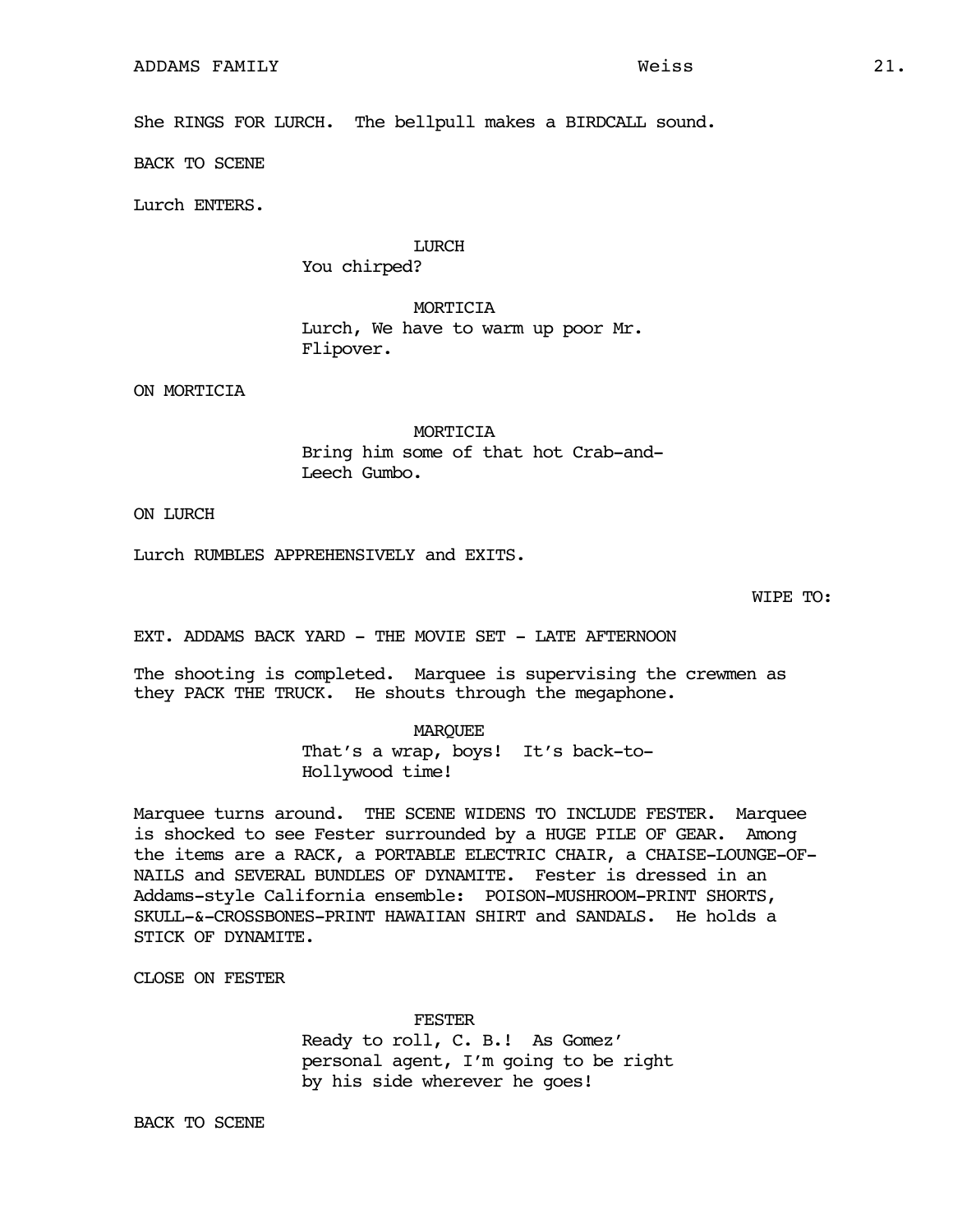She RINGS FOR LURCH. The bellpull makes a BIRDCALL sound.

BACK TO SCENE

Lurch ENTERS.

LURCH
You chirped?

MORTICIA
Lurch, We have to warm up poor Mr. Flipover.

ON MORTICIA

MORTICIA
Bring him some of that hot Crab-and-Leech Gumbo.

ON LURCH

Lurch RUMBLES APPREHENSIVELY and EXITS.

WIPE TO:

EXT. ADDAMS BACK YARD - THE MOVIE SET - LATE AFTERNOON

The shooting is completed. Marquee is supervising the crewmen as they PACK THE TRUCK. He shouts through the megaphone.

MARQUEE
That's a wrap, boys! It's back-to-Hollywood time!

Marquee turns around. THE SCENE WIDENS TO INCLUDE FESTER. Marquee is shocked to see Fester surrounded by a HUGE PILE OF GEAR. Among the items are a RACK, a PORTABLE ELECTRIC CHAIR, a CHAISE-LOUNGE-OF-NAILS and SEVERAL BUNDLES OF DYNAMITE. Fester is dressed in an Addams-style California ensemble: POISON-MUSHROOM-PRINT SHORTS, SKULL-&-CROSSBONES-PRINT HAWAIIAN SHIRT and SANDALS. He holds a STICK OF DYNAMITE.

CLOSE ON FESTER

FESTER
Ready to roll, C. B.! As Gomez' personal agent, I'm going to be right by his side wherever he goes!

BACK TO SCENE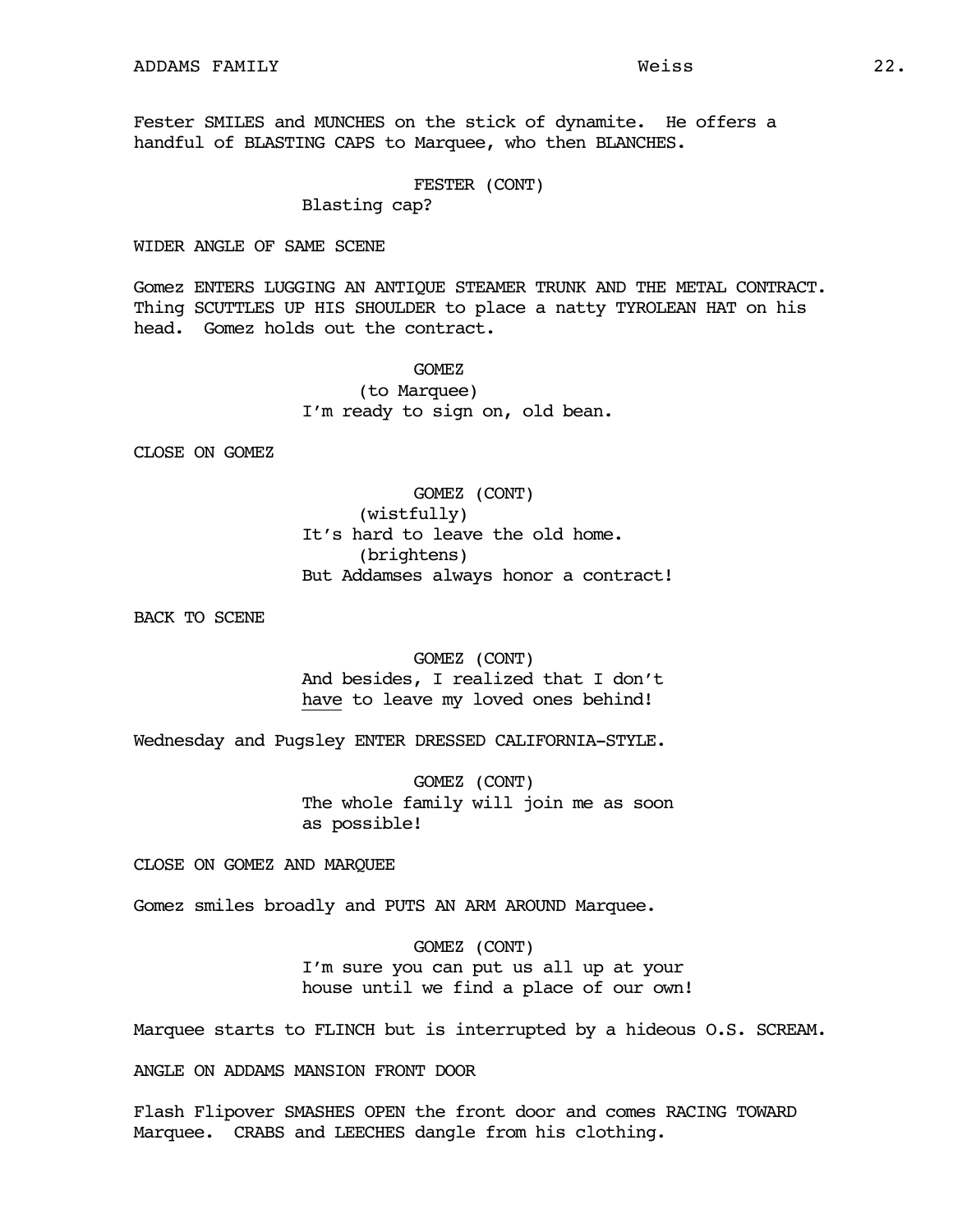Fester SMILES and MUNCHES on the stick of dynamite. He offers a handful of BLASTING CAPS to Marquee, who then BLANCHES.

FESTER (CONT)
Blasting cap?

WIDER ANGLE OF SAME SCENE

Gomez ENTERS LUGGING AN ANTIQUE STEAMER TRUNK AND THE METAL CONTRACT. Thing SCUTTLES UP HIS SHOULDER to place a natty TYROLEAN HAT on his head. Gomez holds out the contract.

GOMEZ
(to Marquee)
I'm ready to sign on, old bean.

CLOSE ON GOMEZ

GOMEZ (CONT)
(wistfully)
It's hard to leave the old home.
(brightens)
But Addamses always honor a contract!

BACK TO SCENE

GOMEZ (CONT)
And besides, I realized that I don't <u>have</u> to leave my loved ones behind!

Wednesday and Pugsley ENTER DRESSED CALIFORNIA-STYLE.

GOMEZ (CONT)
The whole family will join me as soon as possible!

CLOSE ON GOMEZ AND MARQUEE

Gomez smiles broadly and PUTS AN ARM AROUND Marquee.

GOMEZ (CONT)
I'm sure you can put us all up at your house until we find a place of our own!

Marquee starts to FLINCH but is interrupted by a hideous O.S. SCREAM.

ANGLE ON ADDAMS MANSION FRONT DOOR

Flash Flipover SMASHES OPEN the front door and comes RACING TOWARD Marquee. CRABS and LEECHES dangle from his clothing.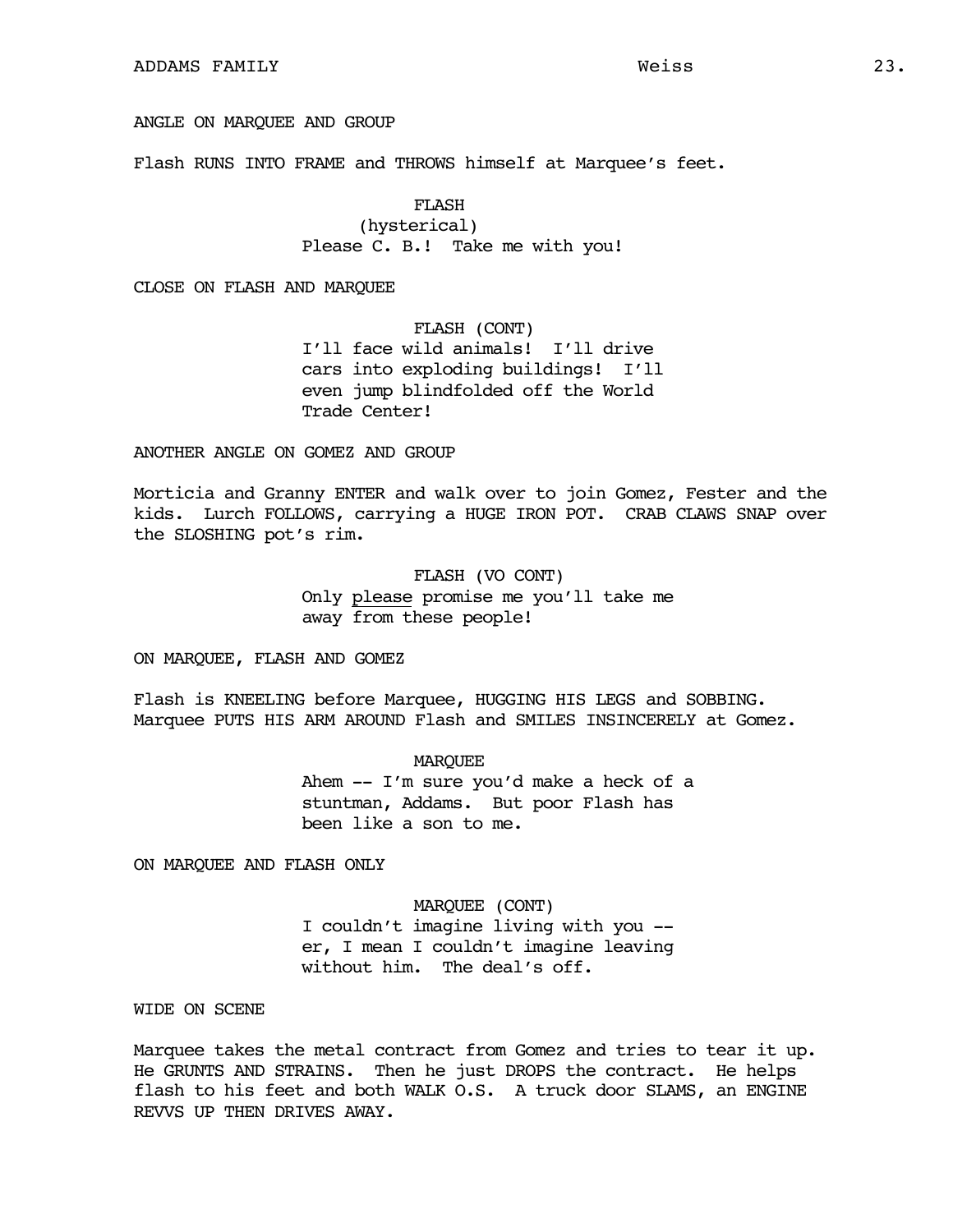ANGLE ON MARQUEE AND GROUP

Flash RUNS INTO FRAME and THROWS himself at Marquee's feet.

FLASH
(hysterical)
Please C. B.! Take me with you!

CLOSE ON FLASH AND MARQUEE

FLASH (CONT)
I'll face wild animals! I'll drive cars into exploding buildings! I'll even jump blindfolded off the World Trade Center!

ANOTHER ANGLE ON GOMEZ AND GROUP

Morticia and Granny ENTER and walk over to join Gomez, Fester and the kids. Lurch FOLLOWS, carrying a HUGE IRON POT. CRAB CLAWS SNAP over the SLOSHING pot's rim.

FLASH (VO CONT)
Only <u>please</u> promise me you'll take me away from these people!

ON MARQUEE, FLASH AND GOMEZ

Flash is KNEELING before Marquee, HUGGING HIS LEGS and SOBBING. Marquee PUTS HIS ARM AROUND Flash and SMILES INSINCERELY at Gomez.

MARQUEE
Ahem -- I'm sure you'd make a heck of a stuntman, Addams. But poor Flash has been like a son to me.

ON MARQUEE AND FLASH ONLY

MARQUEE (CONT)
I couldn't imagine living with you -- er, I mean I couldn't imagine leaving without him. The deal's off.

WIDE ON SCENE

Marquee takes the metal contract from Gomez and tries to tear it up. He GRUNTS AND STRAINS. Then he just DROPS the contract. He helps flash to his feet and both WALK O.S. A truck door SLAMS, an ENGINE REVVS UP THEN DRIVES AWAY.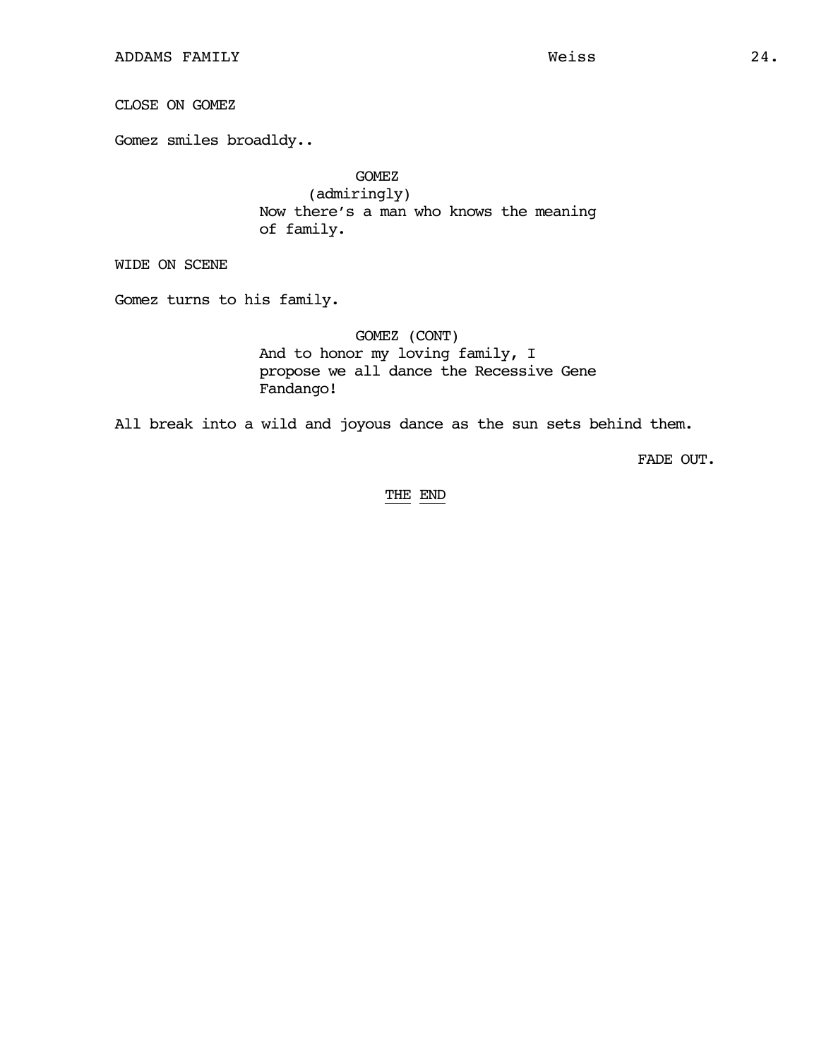CLOSE ON GOMEZ

Gomez smiles broadldy..

GOMEZ
(admiringly)
Now there's a man who knows the meaning of family.

WIDE ON SCENE

Gomez turns to his family.

GOMEZ (CONT)
And to honor my loving family, I propose we all dance the Recessive Gene Fandango!

All break into a wild and joyous dance as the sun sets behind them.

FADE OUT.

THE END